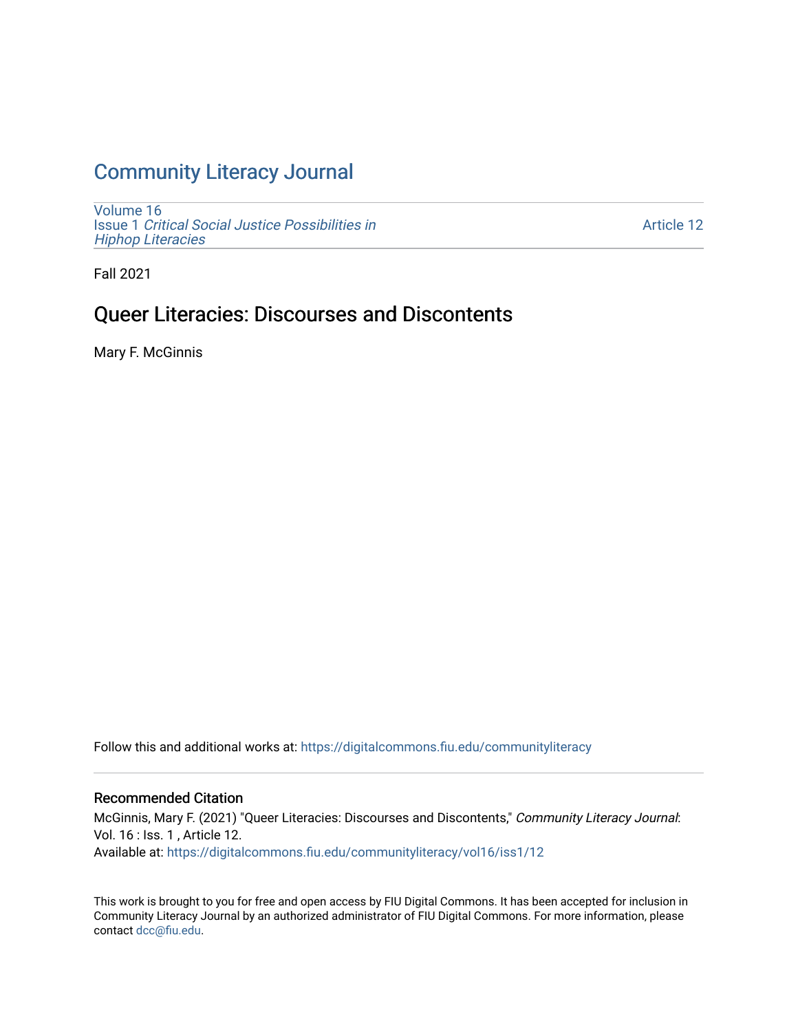# Community Literacy Journal

Volume 16
Issue 1 *Critical Social Justice Possibilities in Hiphop Literacies*

Article 12

Fall 2021

## Queer Literacies: Discourses and Discontents

Mary F. McGinnis

Follow this and additional works at: https://digitalcommons.fiu.edu/communityliteracy

### Recommended Citation

McGinnis, Mary F. (2021) "Queer Literacies: Discourses and Discontents," *Community Literacy Journal*: Vol. 16 : Iss. 1 , Article 12.
Available at: https://digitalcommons.fiu.edu/communityliteracy/vol16/iss1/12

This work is brought to you for free and open access by FIU Digital Commons. It has been accepted for inclusion in Community Literacy Journal by an authorized administrator of FIU Digital Commons. For more information, please contact dcc@fiu.edu.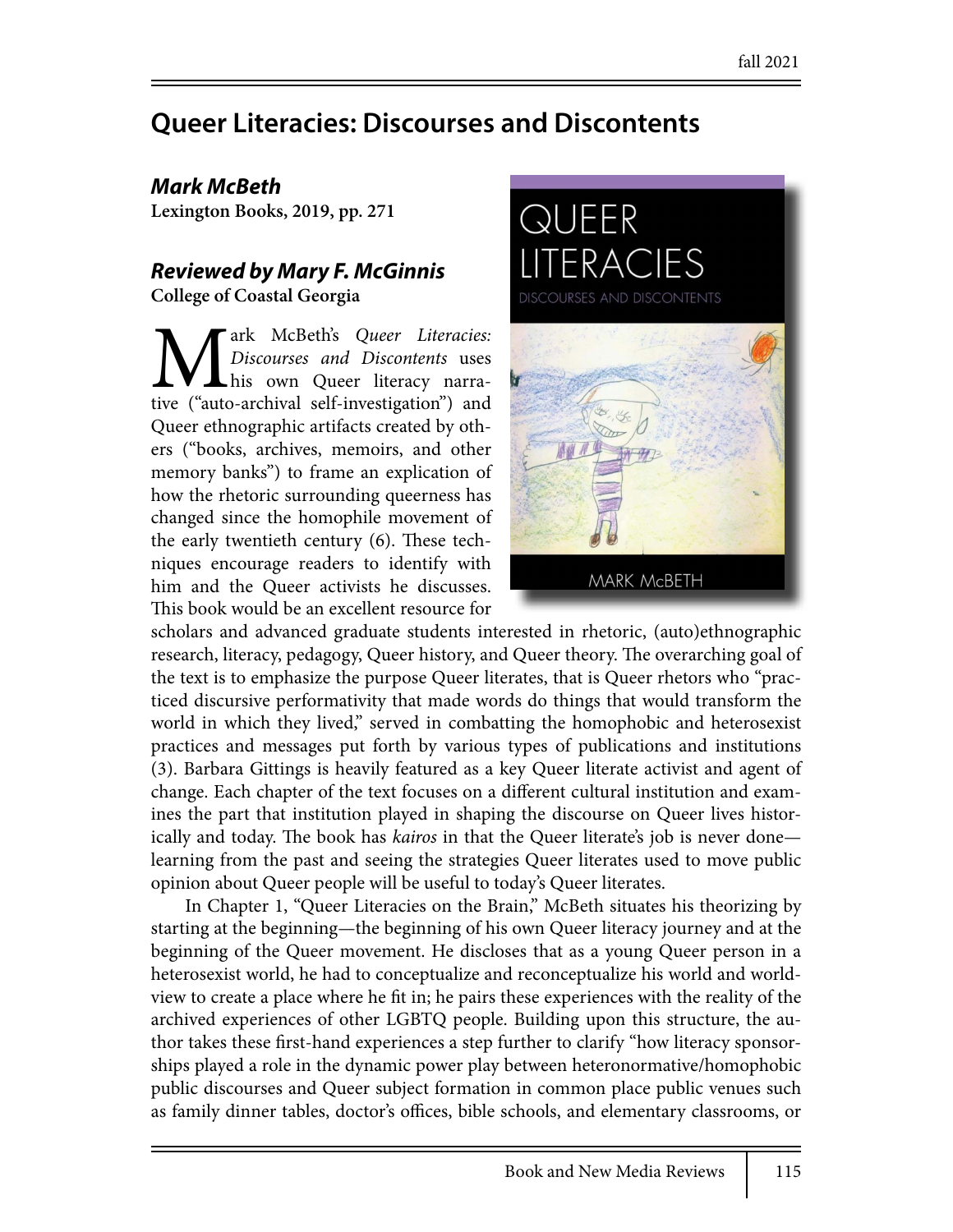# Queer Literacies: Discourses and Discontents

***Mark McBeth***
**Lexington Books, 2019, pp. 271**

***Reviewed by Mary F. McGinnis***
**College of Coastal Georgia**

Mark McBeth's *Queer Literacies: Discourses and Discontents* uses his own Queer literacy narrative ("auto-archival self-investigation") and Queer ethnographic artifacts created by others ("books, archives, memoirs, and other memory banks") to frame an explication of how the rhetoric surrounding queerness has changed since the homophile movement of the early twentieth century (6). These techniques encourage readers to identify with him and the Queer activists he discusses. This book would be an excellent resource for scholars and advanced graduate students interested in rhetoric, (auto)ethnographic research, literacy, pedagogy, Queer history, and Queer theory. The overarching goal of the text is to emphasize the purpose Queer literates, that is Queer rhetors who "practiced discursive performativity that made words do things that would transform the world in which they lived," served in combatting the homophobic and heterosexist practices and messages put forth by various types of publications and institutions (3). Barbara Gittings is heavily featured as a key Queer literate activist and agent of change. Each chapter of the text focuses on a different cultural institution and examines the part that institution played in shaping the discourse on Queer lives historically and today. The book has *kairos* in that the Queer literate's job is never done—learning from the past and seeing the strategies Queer literates used to move public opinion about Queer people will be useful to today's Queer literates.

In Chapter 1, "Queer Literacies on the Brain," McBeth situates his theorizing by starting at the beginning—the beginning of his own Queer literacy journey and at the beginning of the Queer movement. He discloses that as a young Queer person in a heterosexist world, he had to conceptualize and reconceptualize his world and worldview to create a place where he fit in; he pairs these experiences with the reality of the archived experiences of other LGBTQ people. Building upon this structure, the author takes these first-hand experiences a step further to clarify "how literacy sponsorships played a role in the dynamic power play between heteronormative/homophobic public discourses and Queer subject formation in common place public venues such as family dinner tables, doctor's offices, bible schools, and elementary classrooms, or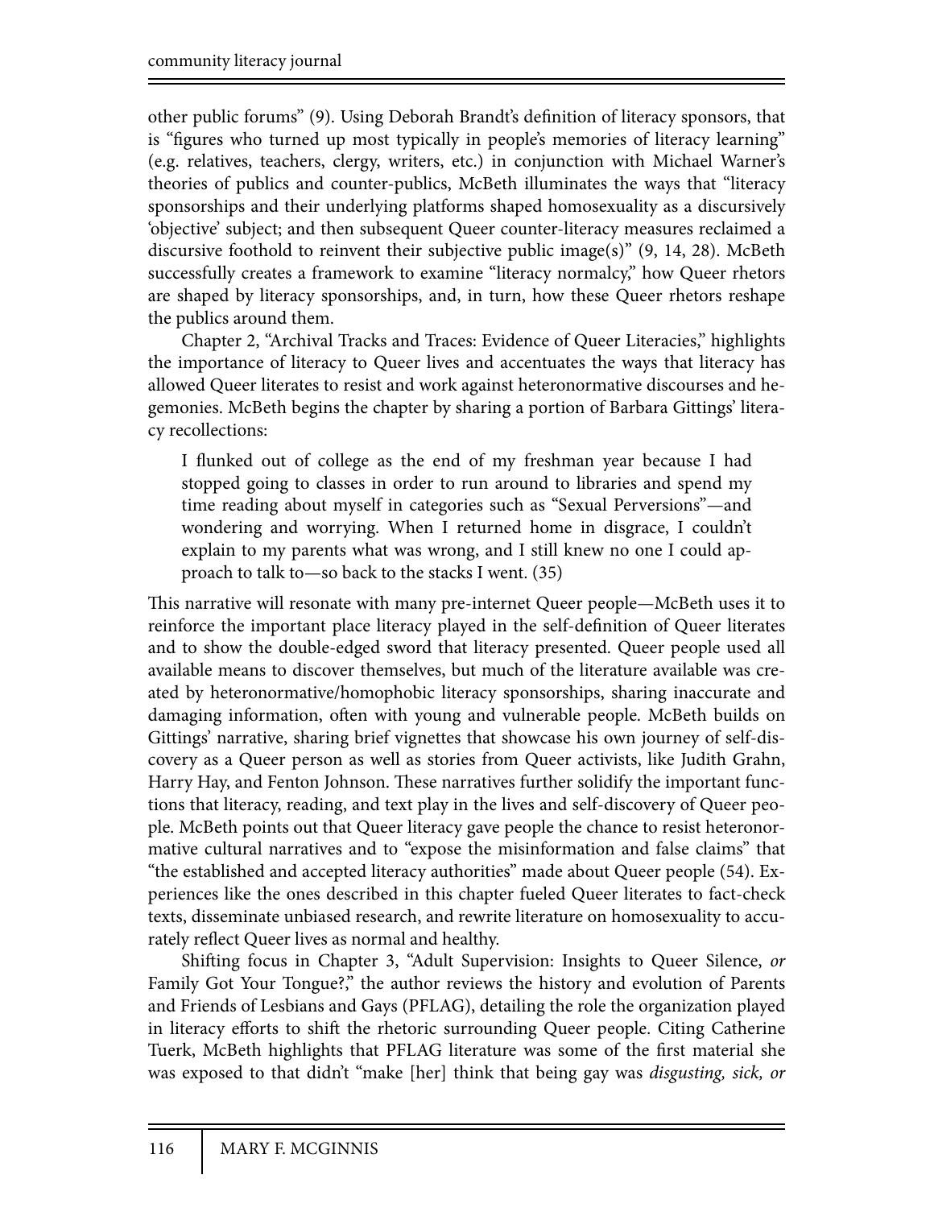other public forums" (9). Using Deborah Brandt's definition of literacy sponsors, that is "figures who turned up most typically in people's memories of literacy learning" (e.g. relatives, teachers, clergy, writers, etc.) in conjunction with Michael Warner's theories of publics and counter-publics, McBeth illuminates the ways that "literacy sponsorships and their underlying platforms shaped homosexuality as a discursively 'objective' subject; and then subsequent Queer counter-literacy measures reclaimed a discursive foothold to reinvent their subjective public image(s)" (9, 14, 28). McBeth successfully creates a framework to examine "literacy normalcy," how Queer rhetors are shaped by literacy sponsorships, and, in turn, how these Queer rhetors reshape the publics around them.

Chapter 2, "Archival Tracks and Traces: Evidence of Queer Literacies," highlights the importance of literacy to Queer lives and accentuates the ways that literacy has allowed Queer literates to resist and work against heteronormative discourses and hegemonies. McBeth begins the chapter by sharing a portion of Barbara Gittings' literacy recollections:

> I flunked out of college as the end of my freshman year because I had stopped going to classes in order to run around to libraries and spend my time reading about myself in categories such as "Sexual Perversions"—and wondering and worrying. When I returned home in disgrace, I couldn't explain to my parents what was wrong, and I still knew no one I could approach to talk to—so back to the stacks I went. (35)

This narrative will resonate with many pre-internet Queer people—McBeth uses it to reinforce the important place literacy played in the self-definition of Queer literates and to show the double-edged sword that literacy presented. Queer people used all available means to discover themselves, but much of the literature available was created by heteronormative/homophobic literacy sponsorships, sharing inaccurate and damaging information, often with young and vulnerable people. McBeth builds on Gittings' narrative, sharing brief vignettes that showcase his own journey of self-discovery as a Queer person as well as stories from Queer activists, like Judith Grahn, Harry Hay, and Fenton Johnson. These narratives further solidify the important functions that literacy, reading, and text play in the lives and self-discovery of Queer people. McBeth points out that Queer literacy gave people the chance to resist heteronormative cultural narratives and to "expose the misinformation and false claims" that "the established and accepted literacy authorities" made about Queer people (54). Experiences like the ones described in this chapter fueled Queer literates to fact-check texts, disseminate unbiased research, and rewrite literature on homosexuality to accurately reflect Queer lives as normal and healthy.

Shifting focus in Chapter 3, "Adult Supervision: Insights to Queer Silence, *or* Family Got Your Tongue?," the author reviews the history and evolution of Parents and Friends of Lesbians and Gays (PFLAG), detailing the role the organization played in literacy efforts to shift the rhetoric surrounding Queer people. Citing Catherine Tuerk, McBeth highlights that PFLAG literature was some of the first material she was exposed to that didn't "make [her] think that being gay was *disgusting, sick, or*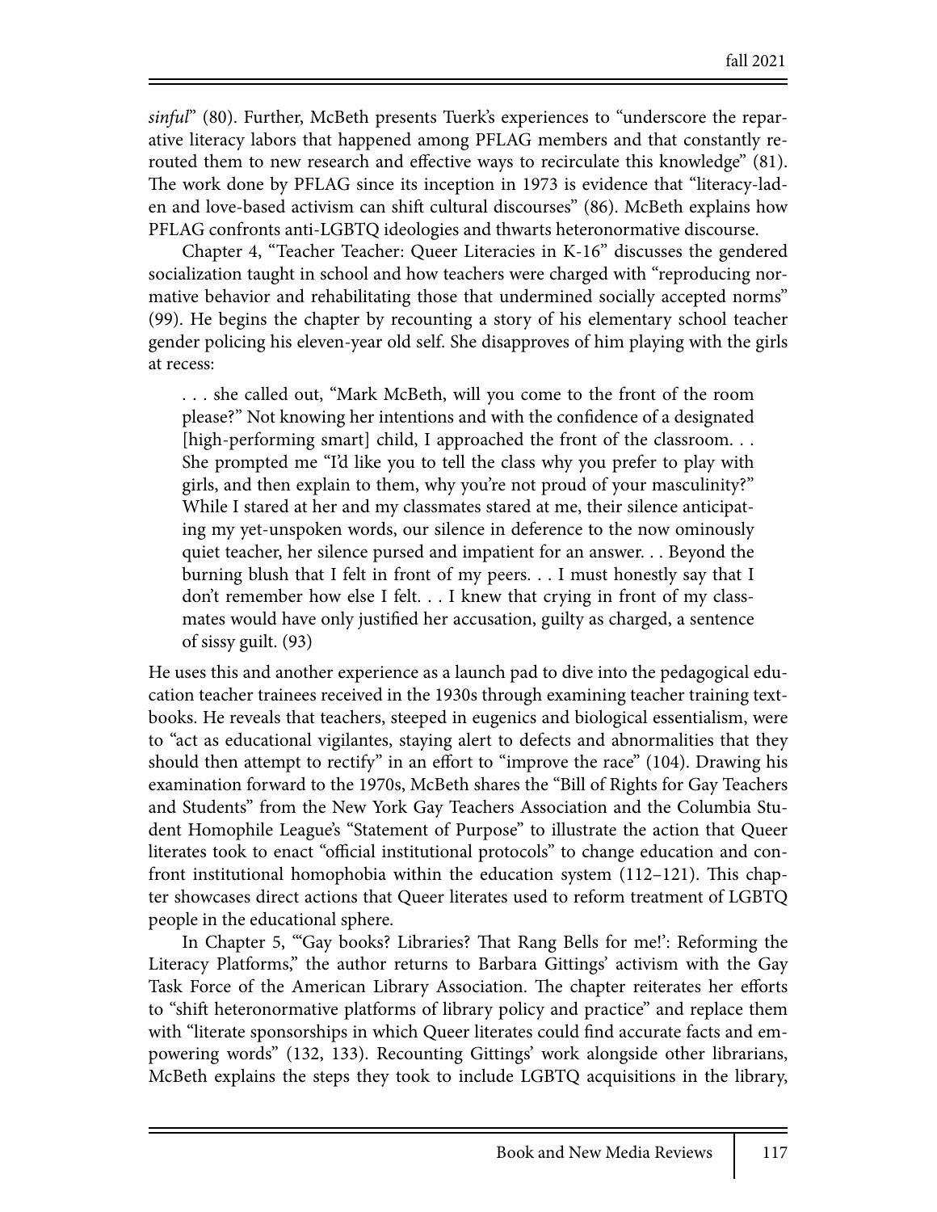*sinful*" (80). Further, McBeth presents Tuerk's experiences to "underscore the reparative literacy labors that happened among PFLAG members and that constantly rerouted them to new research and effective ways to recirculate this knowledge" (81). The work done by PFLAG since its inception in 1973 is evidence that "literacy-laden and love-based activism can shift cultural discourses" (86). McBeth explains how PFLAG confronts anti-LGBTQ ideologies and thwarts heteronormative discourse.

Chapter 4, "Teacher Teacher: Queer Literacies in K-16" discusses the gendered socialization taught in school and how teachers were charged with "reproducing normative behavior and rehabilitating those that undermined socially accepted norms" (99). He begins the chapter by recounting a story of his elementary school teacher gender policing his eleven-year old self. She disapproves of him playing with the girls at recess:

> . . . she called out, "Mark McBeth, will you come to the front of the room please?" Not knowing her intentions and with the confidence of a designated [high-performing smart] child, I approached the front of the classroom. . . She prompted me "I'd like you to tell the class why you prefer to play with girls, and then explain to them, why you're not proud of your masculinity?" While I stared at her and my classmates stared at me, their silence anticipating my yet-unspoken words, our silence in deference to the now ominously quiet teacher, her silence pursed and impatient for an answer. . . Beyond the burning blush that I felt in front of my peers. . . I must honestly say that I don't remember how else I felt. . . I knew that crying in front of my classmates would have only justified her accusation, guilty as charged, a sentence of sissy guilt. (93)

He uses this and another experience as a launch pad to dive into the pedagogical education teacher trainees received in the 1930s through examining teacher training textbooks. He reveals that teachers, steeped in eugenics and biological essentialism, were to "act as educational vigilantes, staying alert to defects and abnormalities that they should then attempt to rectify" in an effort to "improve the race" (104). Drawing his examination forward to the 1970s, McBeth shares the "Bill of Rights for Gay Teachers and Students" from the New York Gay Teachers Association and the Columbia Student Homophile League's "Statement of Purpose" to illustrate the action that Queer literates took to enact "official institutional protocols" to change education and confront institutional homophobia within the education system (112–121). This chapter showcases direct actions that Queer literates used to reform treatment of LGBTQ people in the educational sphere.

In Chapter 5, "'Gay books? Libraries? That Rang Bells for me!': Reforming the Literacy Platforms," the author returns to Barbara Gittings' activism with the Gay Task Force of the American Library Association. The chapter reiterates her efforts to "shift heteronormative platforms of library policy and practice" and replace them with "literate sponsorships in which Queer literates could find accurate facts and empowering words" (132, 133). Recounting Gittings' work alongside other librarians, McBeth explains the steps they took to include LGBTQ acquisitions in the library,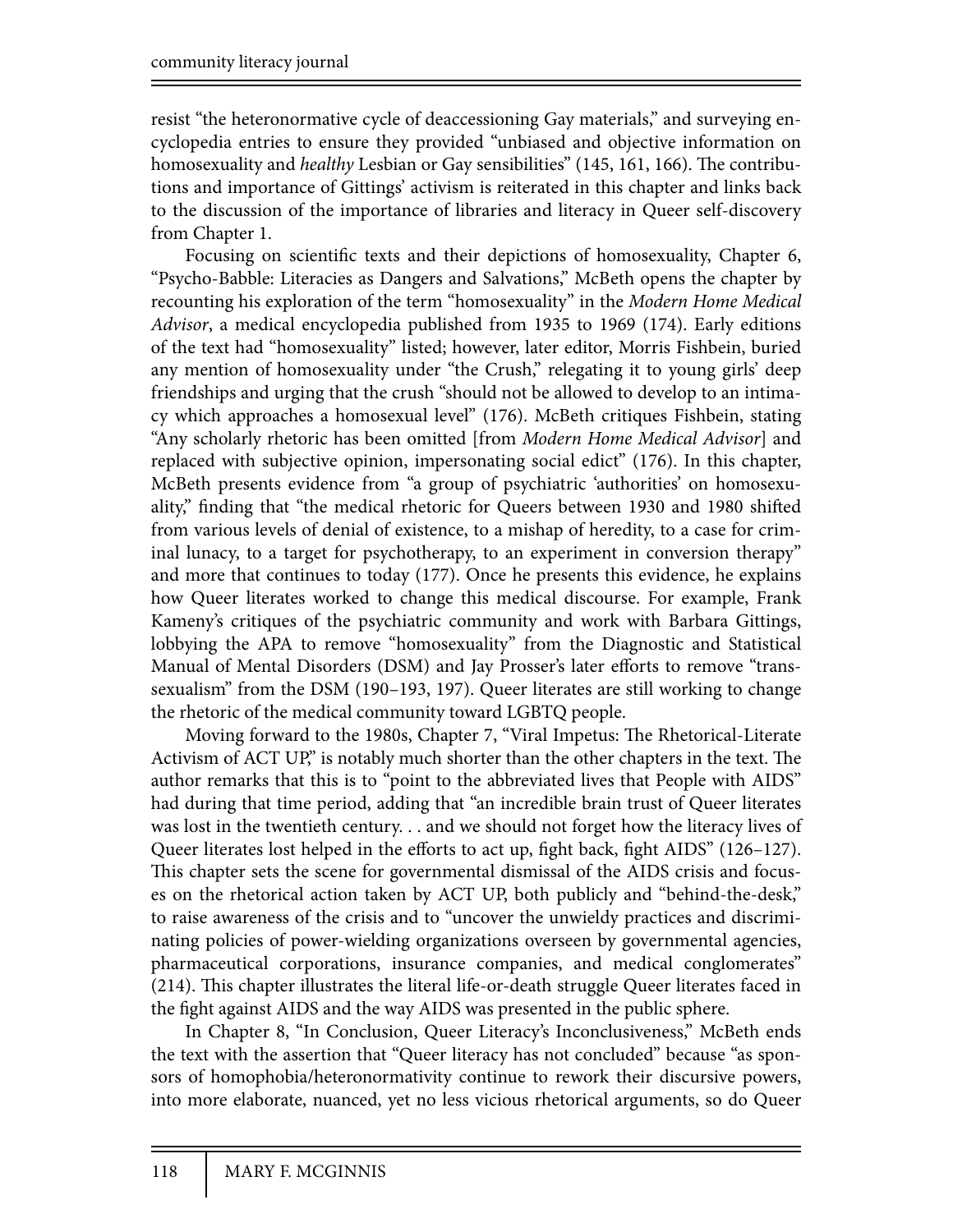resist "the heteronormative cycle of deaccessioning Gay materials," and surveying encyclopedia entries to ensure they provided "unbiased and objective information on homosexuality and *healthy* Lesbian or Gay sensibilities" (145, 161, 166). The contributions and importance of Gittings' activism is reiterated in this chapter and links back to the discussion of the importance of libraries and literacy in Queer self-discovery from Chapter 1.

Focusing on scientific texts and their depictions of homosexuality, Chapter 6, "Psycho-Babble: Literacies as Dangers and Salvations," McBeth opens the chapter by recounting his exploration of the term "homosexuality" in the *Modern Home Medical Advisor*, a medical encyclopedia published from 1935 to 1969 (174). Early editions of the text had "homosexuality" listed; however, later editor, Morris Fishbein, buried any mention of homosexuality under "the Crush," relegating it to young girls' deep friendships and urging that the crush "should not be allowed to develop to an intimacy which approaches a homosexual level" (176). McBeth critiques Fishbein, stating "Any scholarly rhetoric has been omitted [from *Modern Home Medical Advisor*] and replaced with subjective opinion, impersonating social edict" (176). In this chapter, McBeth presents evidence from "a group of psychiatric 'authorities' on homosexuality," finding that "the medical rhetoric for Queers between 1930 and 1980 shifted from various levels of denial of existence, to a mishap of heredity, to a case for criminal lunacy, to a target for psychotherapy, to an experiment in conversion therapy" and more that continues to today (177). Once he presents this evidence, he explains how Queer literates worked to change this medical discourse. For example, Frank Kameny's critiques of the psychiatric community and work with Barbara Gittings, lobbying the APA to remove "homosexuality" from the Diagnostic and Statistical Manual of Mental Disorders (DSM) and Jay Prosser's later efforts to remove "transsexualism" from the DSM (190–193, 197). Queer literates are still working to change the rhetoric of the medical community toward LGBTQ people.

Moving forward to the 1980s, Chapter 7, "Viral Impetus: The Rhetorical-Literate Activism of ACT UP," is notably much shorter than the other chapters in the text. The author remarks that this is to "point to the abbreviated lives that People with AIDS" had during that time period, adding that "an incredible brain trust of Queer literates was lost in the twentieth century. . . and we should not forget how the literacy lives of Queer literates lost helped in the efforts to act up, fight back, fight AIDS" (126–127). This chapter sets the scene for governmental dismissal of the AIDS crisis and focuses on the rhetorical action taken by ACT UP, both publicly and "behind-the-desk," to raise awareness of the crisis and to "uncover the unwieldy practices and discriminating policies of power-wielding organizations overseen by governmental agencies, pharmaceutical corporations, insurance companies, and medical conglomerates" (214). This chapter illustrates the literal life-or-death struggle Queer literates faced in the fight against AIDS and the way AIDS was presented in the public sphere.

In Chapter 8, "In Conclusion, Queer Literacy's Inconclusiveness," McBeth ends the text with the assertion that "Queer literacy has not concluded" because "as sponsors of homophobia/heteronormativity continue to rework their discursive powers, into more elaborate, nuanced, yet no less vicious rhetorical arguments, so do Queer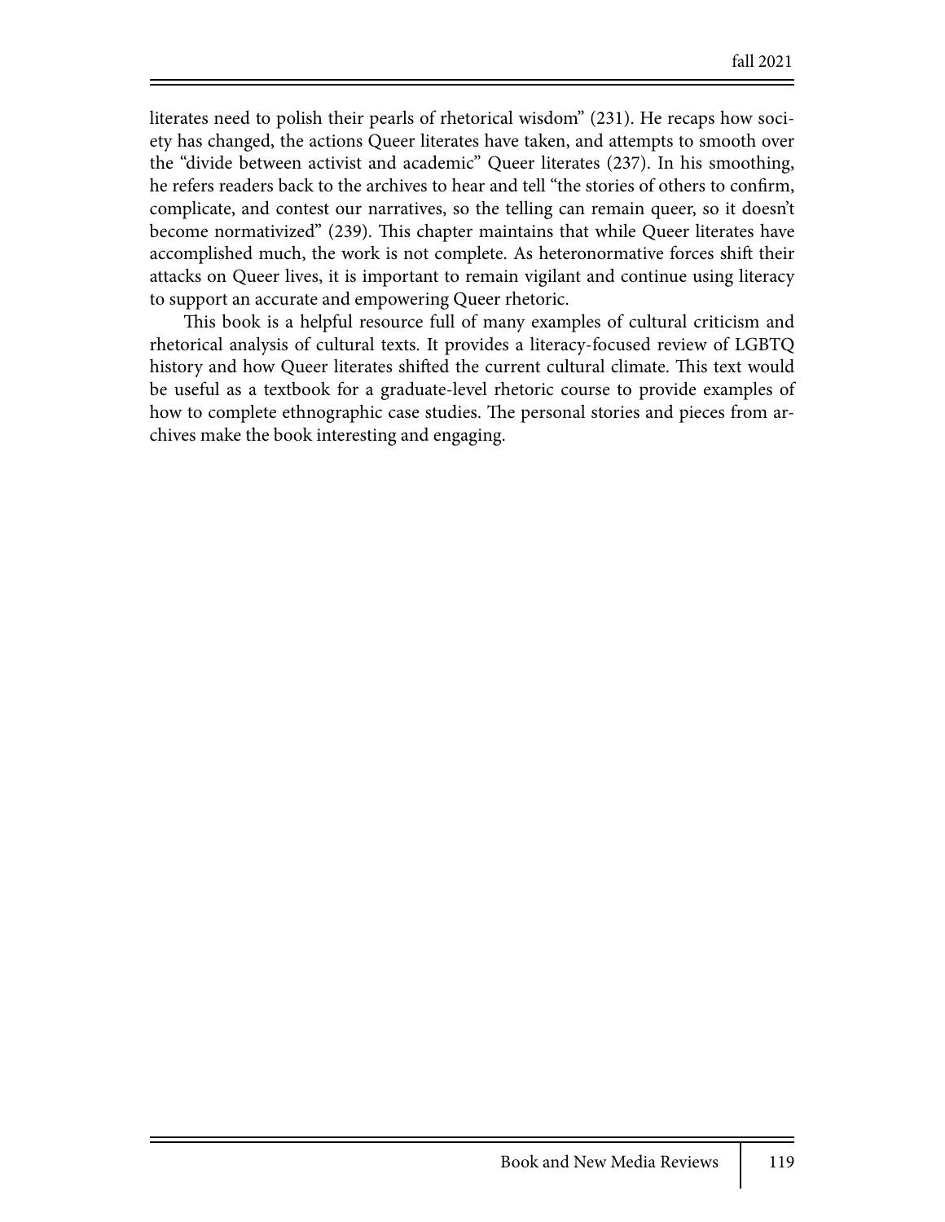literates need to polish their pearls of rhetorical wisdom" (231). He recaps how society has changed, the actions Queer literates have taken, and attempts to smooth over the "divide between activist and academic" Queer literates (237). In his smoothing, he refers readers back to the archives to hear and tell "the stories of others to confirm, complicate, and contest our narratives, so the telling can remain queer, so it doesn't become normativized" (239). This chapter maintains that while Queer literates have accomplished much, the work is not complete. As heteronormative forces shift their attacks on Queer lives, it is important to remain vigilant and continue using literacy to support an accurate and empowering Queer rhetoric.

This book is a helpful resource full of many examples of cultural criticism and rhetorical analysis of cultural texts. It provides a literacy-focused review of LGBTQ history and how Queer literates shifted the current cultural climate. This text would be useful as a textbook for a graduate-level rhetoric course to provide examples of how to complete ethnographic case studies. The personal stories and pieces from archives make the book interesting and engaging.